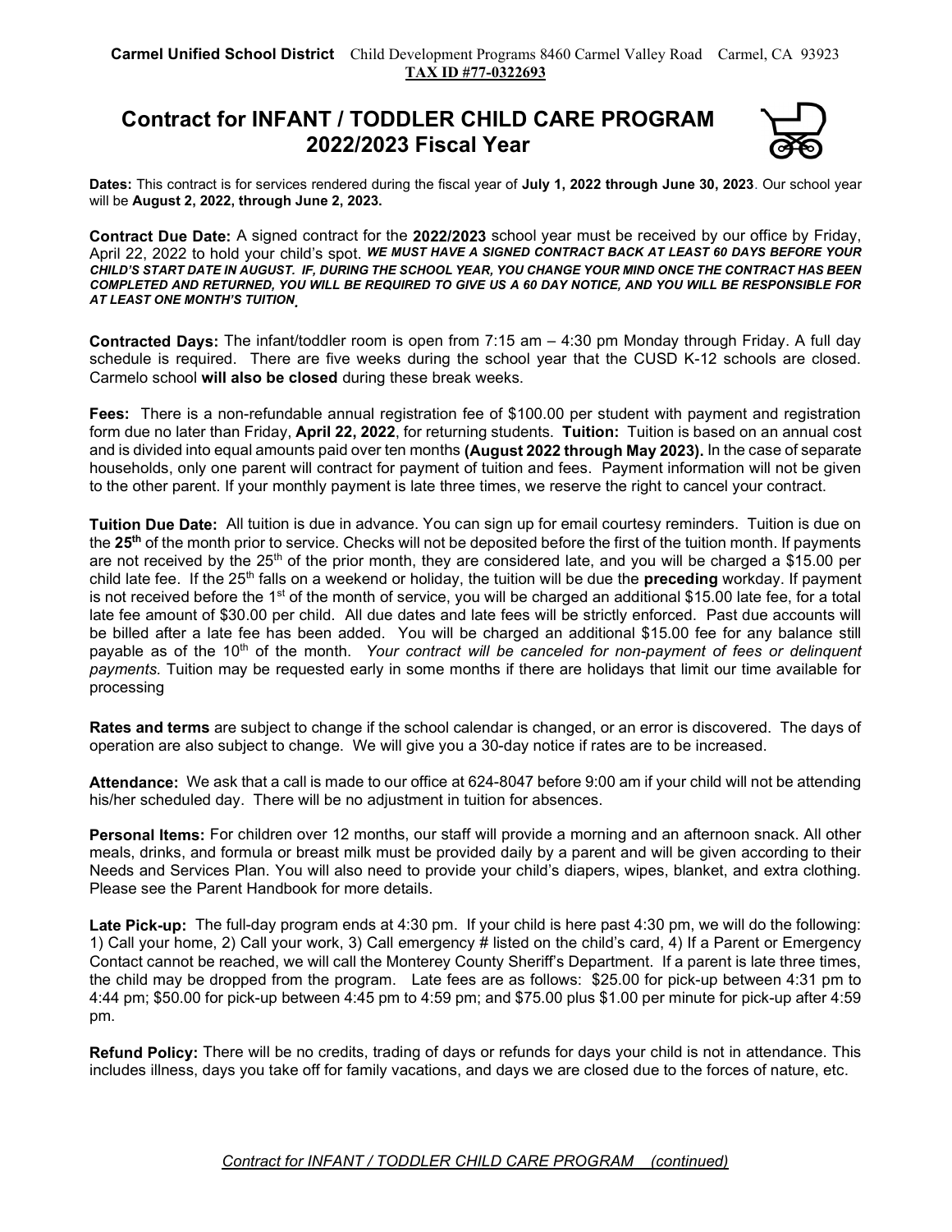**Carmel Unified School District** Child Development Programs 8460 Carmel Valley Road Carmel, CA 93923
**TAX ID #77-0322693**

# Contract for INFANT / TODDLER CHILD CARE PROGRAM 2022/2023 Fiscal Year

**Dates:** This contract is for services rendered during the fiscal year of **July 1, 2022 through June 30, 2023**. Our school year will be **August 2, 2022, through June 2, 2023.**

**Contract Due Date:** A signed contract for the **2022/2023** school year must be received by our office by Friday, April 22, 2022 to hold your child's spot. ***WE MUST HAVE A SIGNED CONTRACT BACK AT LEAST 60 DAYS BEFORE YOUR CHILD'S START DATE IN AUGUST. IF, DURING THE SCHOOL YEAR, YOU CHANGE YOUR MIND ONCE THE CONTRACT HAS BEEN COMPLETED AND RETURNED, YOU WILL BE REQUIRED TO GIVE US A 60 DAY NOTICE, AND YOU WILL BE RESPONSIBLE FOR AT LEAST ONE MONTH'S TUITION.***

**Contracted Days:** The infant/toddler room is open from 7:15 am – 4:30 pm Monday through Friday. A full day schedule is required. There are five weeks during the school year that the CUSD K-12 schools are closed. Carmelo school **will also be closed** during these break weeks.

**Fees:** There is a non-refundable annual registration fee of $100.00 per student with payment and registration form due no later than Friday, **April 22, 2022**, for returning students. **Tuition:** Tuition is based on an annual cost and is divided into equal amounts paid over ten months **(August 2022 through May 2023).** In the case of separate households, only one parent will contract for payment of tuition and fees. Payment information will not be given to the other parent. If your monthly payment is late three times, we reserve the right to cancel your contract.

**Tuition Due Date:** All tuition is due in advance. You can sign up for email courtesy reminders. Tuition is due on the **25th** of the month prior to service. Checks will not be deposited before the first of the tuition month. If payments are not received by the 25th of the prior month, they are considered late, and you will be charged a $15.00 per child late fee. If the 25th falls on a weekend or holiday, the tuition will be due the **preceding** workday. If payment is not received before the 1st of the month of service, you will be charged an additional $15.00 late fee, for a total late fee amount of $30.00 per child. All due dates and late fees will be strictly enforced. Past due accounts will be billed after a late fee has been added. You will be charged an additional $15.00 fee for any balance still payable as of the 10th of the month. *Your contract will be canceled for non-payment of fees or delinquent payments.* Tuition may be requested early in some months if there are holidays that limit our time available for processing

**Rates and terms** are subject to change if the school calendar is changed, or an error is discovered. The days of operation are also subject to change. We will give you a 30-day notice if rates are to be increased.

**Attendance:** We ask that a call is made to our office at 624-8047 before 9:00 am if your child will not be attending his/her scheduled day. There will be no adjustment in tuition for absences.

**Personal Items:** For children over 12 months, our staff will provide a morning and an afternoon snack. All other meals, drinks, and formula or breast milk must be provided daily by a parent and will be given according to their Needs and Services Plan. You will also need to provide your child's diapers, wipes, blanket, and extra clothing. Please see the Parent Handbook for more details.

**Late Pick-up:** The full-day program ends at 4:30 pm. If your child is here past 4:30 pm, we will do the following: 1) Call your home, 2) Call your work, 3) Call emergency # listed on the child's card, 4) If a Parent or Emergency Contact cannot be reached, we will call the Monterey County Sheriff's Department. If a parent is late three times, the child may be dropped from the program. Late fees are as follows: $25.00 for pick-up between 4:31 pm to 4:44 pm; $50.00 for pick-up between 4:45 pm to 4:59 pm; and $75.00 plus $1.00 per minute for pick-up after 4:59 pm.

**Refund Policy:** There will be no credits, trading of days or refunds for days your child is not in attendance. This includes illness, days you take off for family vacations, and days we are closed due to the forces of nature, etc.

*Contract for INFANT / TODDLER CHILD CARE PROGRAM (continued)*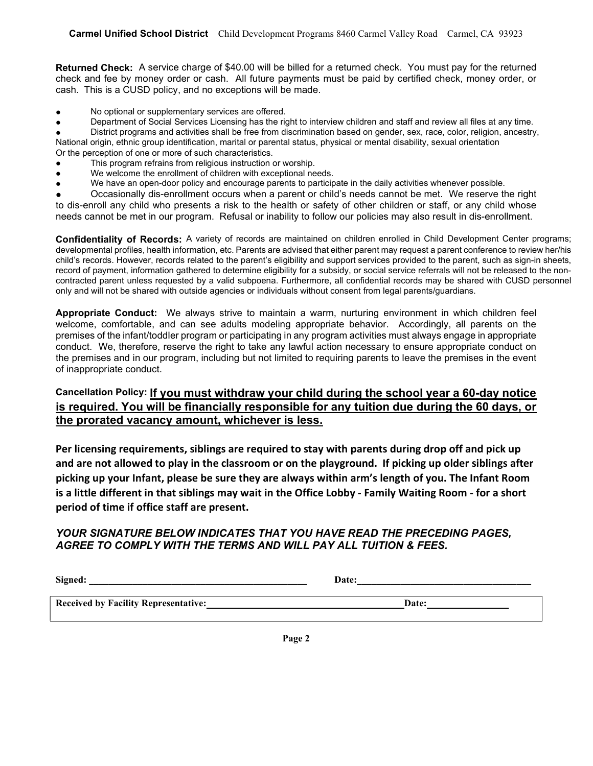**Returned Check:** A service charge of $40.00 will be billed for a returned check. You must pay for the returned check and fee by money order or cash. All future payments must be paid by certified check, money order, or cash. This is a CUSD policy, and no exceptions will be made.

- No optional or supplementary services are offered.
- Department of Social Services Licensing has the right to interview children and staff and review all files at any time.
- District programs and activities shall be free from discrimination based on gender, sex, race, color, religion, ancestry, National origin, ethnic group identification, marital or parental status, physical or mental disability, sexual orientation Or the perception of one or more of such characteristics.
- This program refrains from religious instruction or worship.
- We welcome the enrollment of children with exceptional needs.
- We have an open-door policy and encourage parents to participate in the daily activities whenever possible.
- Occasionally dis-enrollment occurs when a parent or child's needs cannot be met. We reserve the right to dis-enroll any child who presents a risk to the health or safety of other children or staff, or any child whose needs cannot be met in our program. Refusal or inability to follow our policies may also result in dis-enrollment.

**Confidentiality of Records:** A variety of records are maintained on children enrolled in Child Development Center programs; developmental profiles, health information, etc. Parents are advised that either parent may request a parent conference to review her/his child's records. However, records related to the parent's eligibility and support services provided to the parent, such as sign-in sheets, record of payment, information gathered to determine eligibility for a subsidy, or social service referrals will not be released to the non-contracted parent unless requested by a valid subpoena. Furthermore, all confidential records may be shared with CUSD personnel only and will not be shared with outside agencies or individuals without consent from legal parents/guardians.

**Appropriate Conduct:** We always strive to maintain a warm, nurturing environment in which children feel welcome, comfortable, and can see adults modeling appropriate behavior. Accordingly, all parents on the premises of the infant/toddler program or participating in any program activities must always engage in appropriate conduct. We, therefore, reserve the right to take any lawful action necessary to ensure appropriate conduct on the premises and in our program, including but not limited to requiring parents to leave the premises in the event of inappropriate conduct.

**Cancellation Policy: <u>If you must withdraw your child during the school year a 60-day notice is required. You will be financially responsible for any tuition due during the 60 days, or the prorated vacancy amount, whichever is less.</u>**

**Per licensing requirements, siblings are required to stay with parents during drop off and pick up and are not allowed to play in the classroom or on the playground. If picking up older siblings after picking up your Infant, please be sure they are always within arm's length of you. The Infant Room is a little different in that siblings may wait in the Office Lobby - Family Waiting Room - for a short period of time if office staff are present.**

***YOUR SIGNATURE BELOW INDICATES THAT YOU HAVE READ THE PRECEDING PAGES, AGREE TO COMPLY WITH THE TERMS AND WILL PAY ALL TUITION & FEES.***

**Signed:** ______________________________ **Date:** ______________________________

**Received by Facility Representative:** ______________________________ **Date:** ______________